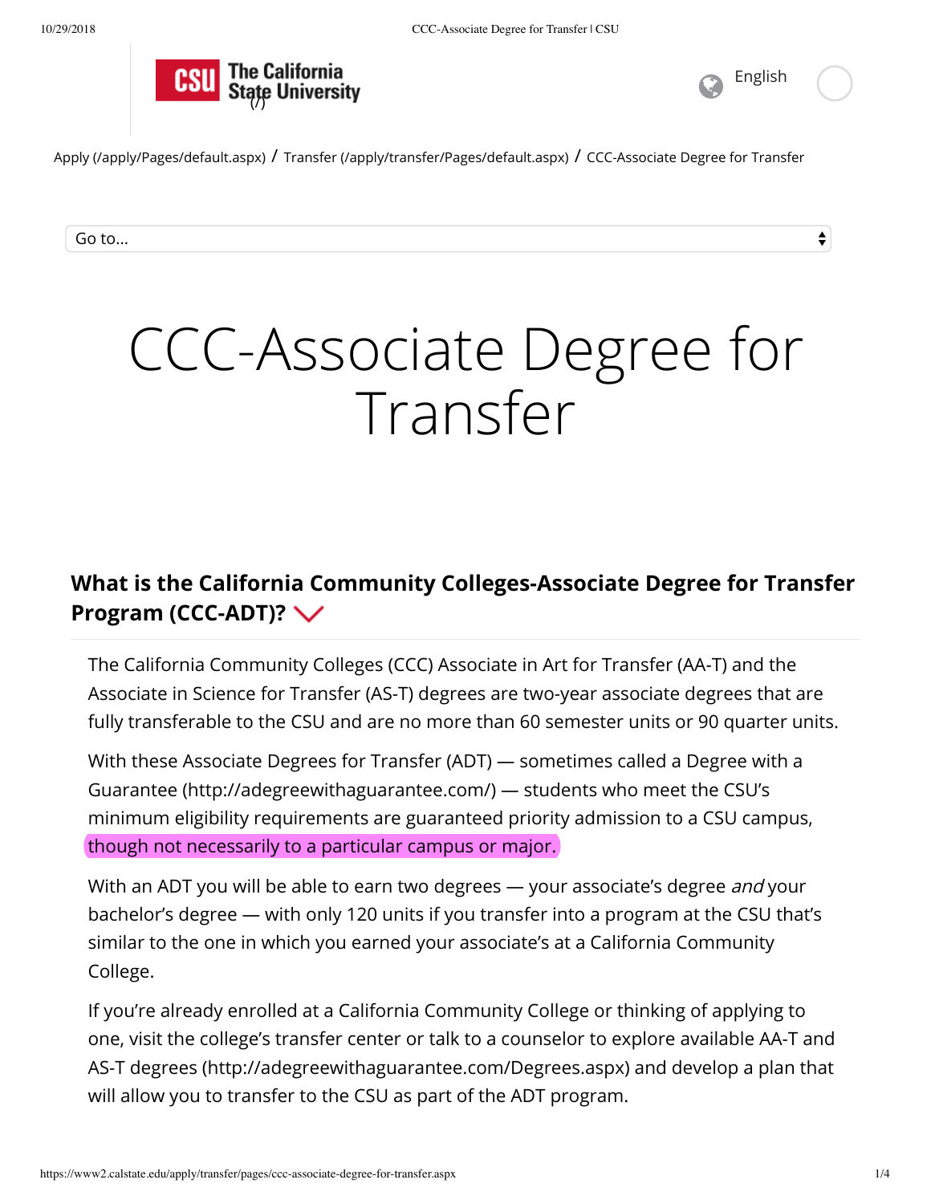Apply (/apply/Pages/default.aspx) / Transfer (/apply/transfer/Pages/default.aspx) / CCC-Associate Degree for Transfer

Go to...

# CCC-Associate Degree for Transfer

## What is the California Community Colleges-Associate Degree for Transfer Program (CCC-ADT)?

The California Community Colleges (CCC) Associate in Art for Transfer (AA-T) and the Associate in Science for Transfer (AS-T) degrees are two-year associate degrees that are fully transferable to the CSU and are no more than 60 semester units or 90 quarter units.

With these Associate Degrees for Transfer (ADT) — sometimes called a Degree with a Guarantee (http://adegreewithaguarantee.com/) — students who meet the CSU's minimum eligibility requirements are guaranteed priority admission to a CSU campus, though not necessarily to a particular campus or major.

With an ADT you will be able to earn two degrees — your associate's degree *and* your bachelor's degree — with only 120 units if you transfer into a program at the CSU that's similar to the one in which you earned your associate's at a California Community College.

If you're already enrolled at a California Community College or thinking of applying to one, visit the college's transfer center or talk to a counselor to explore available AA-T and AS-T degrees (http://adegreewithaguarantee.com/Degrees.aspx) and develop a plan that will allow you to transfer to the CSU as part of the ADT program.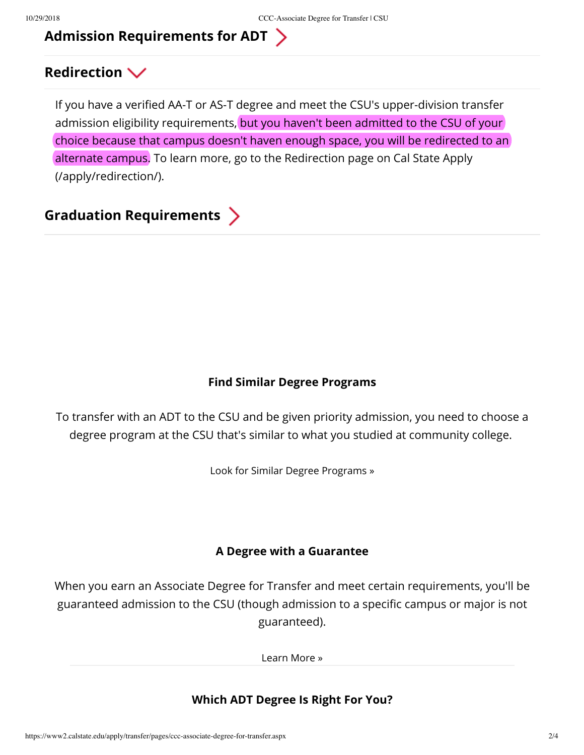## Admission Requirements for ADT

## Redirection

If you have a verified AA-T or AS-T degree and meet the CSU's upper-division transfer admission eligibility requirements, but you haven't been admitted to the CSU of your choice because that campus doesn't haven enough space, you will be redirected to an alternate campus. To learn more, go to the Redirection page on Cal State Apply (/apply/redirection/).

## Graduation Requirements

### Find Similar Degree Programs

To transfer with an ADT to the CSU and be given priority admission, you need to choose a degree program at the CSU that's similar to what you studied at community college.

Look for Similar Degree Programs »

### A Degree with a Guarantee

When you earn an Associate Degree for Transfer and meet certain requirements, you'll be guaranteed admission to the CSU (though admission to a specific campus or major is not guaranteed).

Learn More »

### Which ADT Degree Is Right For You?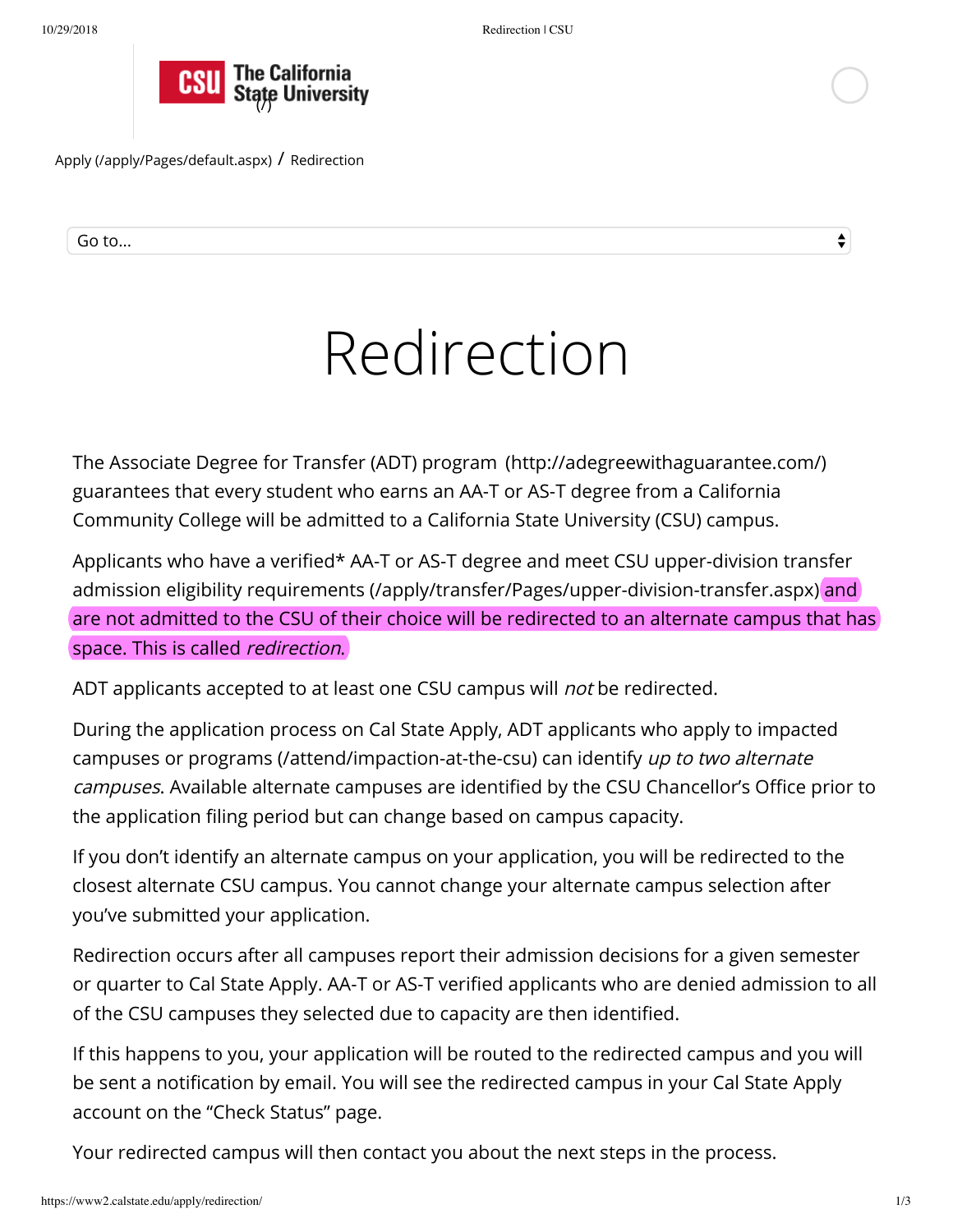Apply (/apply/Pages/default.aspx) / Redirection

Go to...

# Redirection

The Associate Degree for Transfer (ADT) program (http://adegreewithaguarantee.com/) guarantees that every student who earns an AA-T or AS-T degree from a California Community College will be admitted to a California State University (CSU) campus.

Applicants who have a verified* AA-T or AS-T degree and meet CSU upper-division transfer admission eligibility requirements (/apply/transfer/Pages/upper-division-transfer.aspx) and are not admitted to the CSU of their choice will be redirected to an alternate campus that has space. This is called *redirection*.

ADT applicants accepted to at least one CSU campus will *not* be redirected.

During the application process on Cal State Apply, ADT applicants who apply to impacted campuses or programs (/attend/impaction-at-the-csu) can identify *up to two alternate campuses*. Available alternate campuses are identified by the CSU Chancellor's Office prior to the application filing period but can change based on campus capacity.

If you don't identify an alternate campus on your application, you will be redirected to the closest alternate CSU campus. You cannot change your alternate campus selection after you've submitted your application.

Redirection occurs after all campuses report their admission decisions for a given semester or quarter to Cal State Apply. AA-T or AS-T verified applicants who are denied admission to all of the CSU campuses they selected due to capacity are then identified.

If this happens to you, your application will be routed to the redirected campus and you will be sent a notification by email. You will see the redirected campus in your Cal State Apply account on the "Check Status" page.

Your redirected campus will then contact you about the next steps in the process.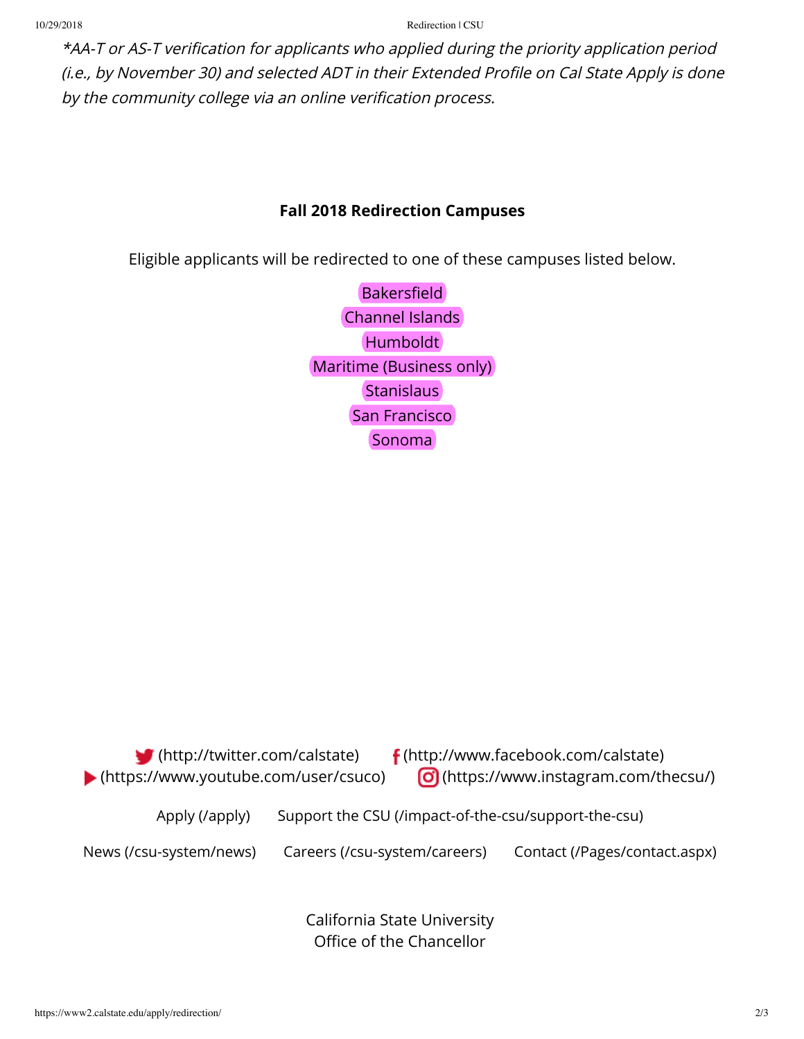*\*AA-T or AS-T verification for applicants who applied during the priority application period (i.e., by November 30) and selected ADT in their Extended Profile on Cal State Apply is done by the community college via an online verification process.*

**Fall 2018 Redirection Campuses**

Eligible applicants will be redirected to one of these campuses listed below.

Bakersfield
Channel Islands
Humboldt
Maritime (Business only)
Stanislaus
San Francisco
Sonoma

(http://twitter.com/calstate) (http://www.facebook.com/calstate)
(https://www.youtube.com/user/csuco) (https://www.instagram.com/thecsu/)

Apply (/apply) Support the CSU (/impact-of-the-csu/support-the-csu)

News (/csu-system/news) Careers (/csu-system/careers) Contact (/Pages/contact.aspx)

California State University
Office of the Chancellor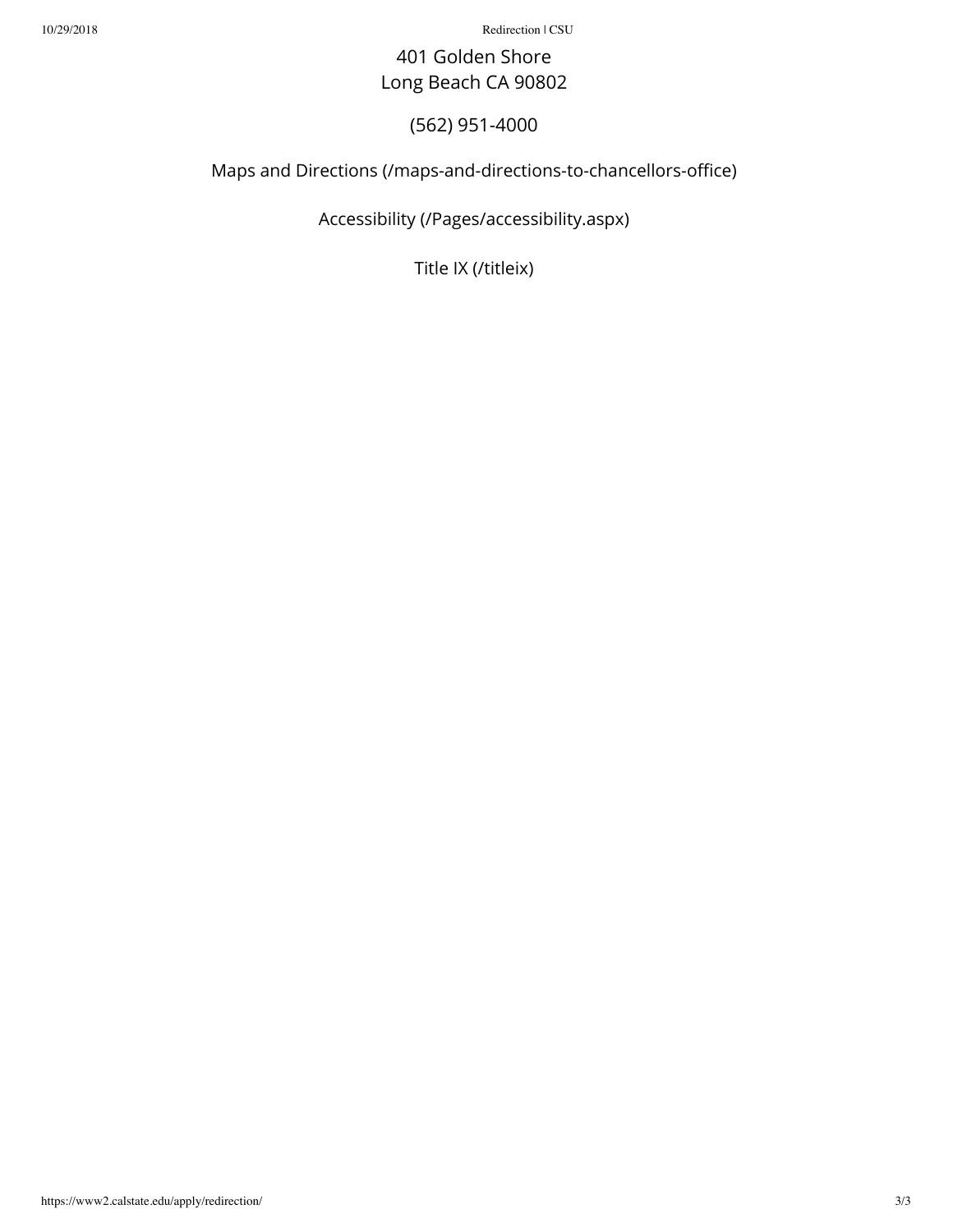401 Golden Shore
Long Beach CA 90802

(562) 951-4000

Maps and Directions (/maps-and-directions-to-chancellors-office)

Accessibility (/Pages/accessibility.aspx)

Title IX (/titleix)